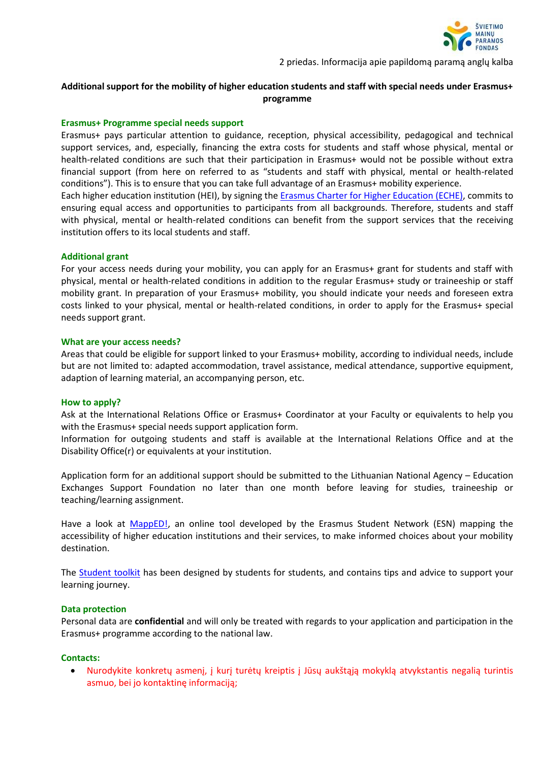2 priedas. Informacija apie papildomą paramą anglų kalba

# Additional support for the mobility of higher education students and staff with special needs under Erasmus+ programme

## Erasmus+ Programme special needs support

Erasmus+ pays particular attention to guidance, reception, physical accessibility, pedagogical and technical support services, and, especially, financing the extra costs for students and staff whose physical, mental or health-related conditions are such that their participation in Erasmus+ would not be possible without extra financial support (from here on referred to as "students and staff with physical, mental or health-related conditions"). This is to ensure that you can take full advantage of an Erasmus+ mobility experience.

Each higher education institution (HEI), by signing the Erasmus Charter for Higher Education (ECHE), commits to ensuring equal access and opportunities to participants from all backgrounds. Therefore, students and staff with physical, mental or health-related conditions can benefit from the support services that the receiving institution offers to its local students and staff.

## Additional grant

For your access needs during your mobility, you can apply for an Erasmus+ grant for students and staff with physical, mental or health-related conditions in addition to the regular Erasmus+ study or traineeship or staff mobility grant. In preparation of your Erasmus+ mobility, you should indicate your needs and foreseen extra costs linked to your physical, mental or health-related conditions, in order to apply for the Erasmus+ special needs support grant.

## What are your access needs?

Areas that could be eligible for support linked to your Erasmus+ mobility, according to individual needs, include but are not limited to: adapted accommodation, travel assistance, medical attendance, supportive equipment, adaption of learning material, an accompanying person, etc.

## How to apply?

Ask at the International Relations Office or Erasmus+ Coordinator at your Faculty or equivalents to help you with the Erasmus+ special needs support application form.

Information for outgoing students and staff is available at the International Relations Office and at the Disability Office(r) or equivalents at your institution.

Application form for an additional support should be submitted to the Lithuanian National Agency – Education Exchanges Support Foundation no later than one month before leaving for studies, traineeship or teaching/learning assignment.

Have a look at MappED!, an online tool developed by the Erasmus Student Network (ESN) mapping the accessibility of higher education institutions and their services, to make informed choices about your mobility destination.

The Student toolkit has been designed by students for students, and contains tips and advice to support your learning journey.

## Data protection

Personal data are **confidential** and will only be treated with regards to your application and participation in the Erasmus+ programme according to the national law.

## Contacts:

- Nurodykite konkretų asmenį, į kurį turėtų kreiptis į Jūsų aukštąją mokyklą atvykstantis negalią turintis asmuo, bei jo kontaktinę informaciją;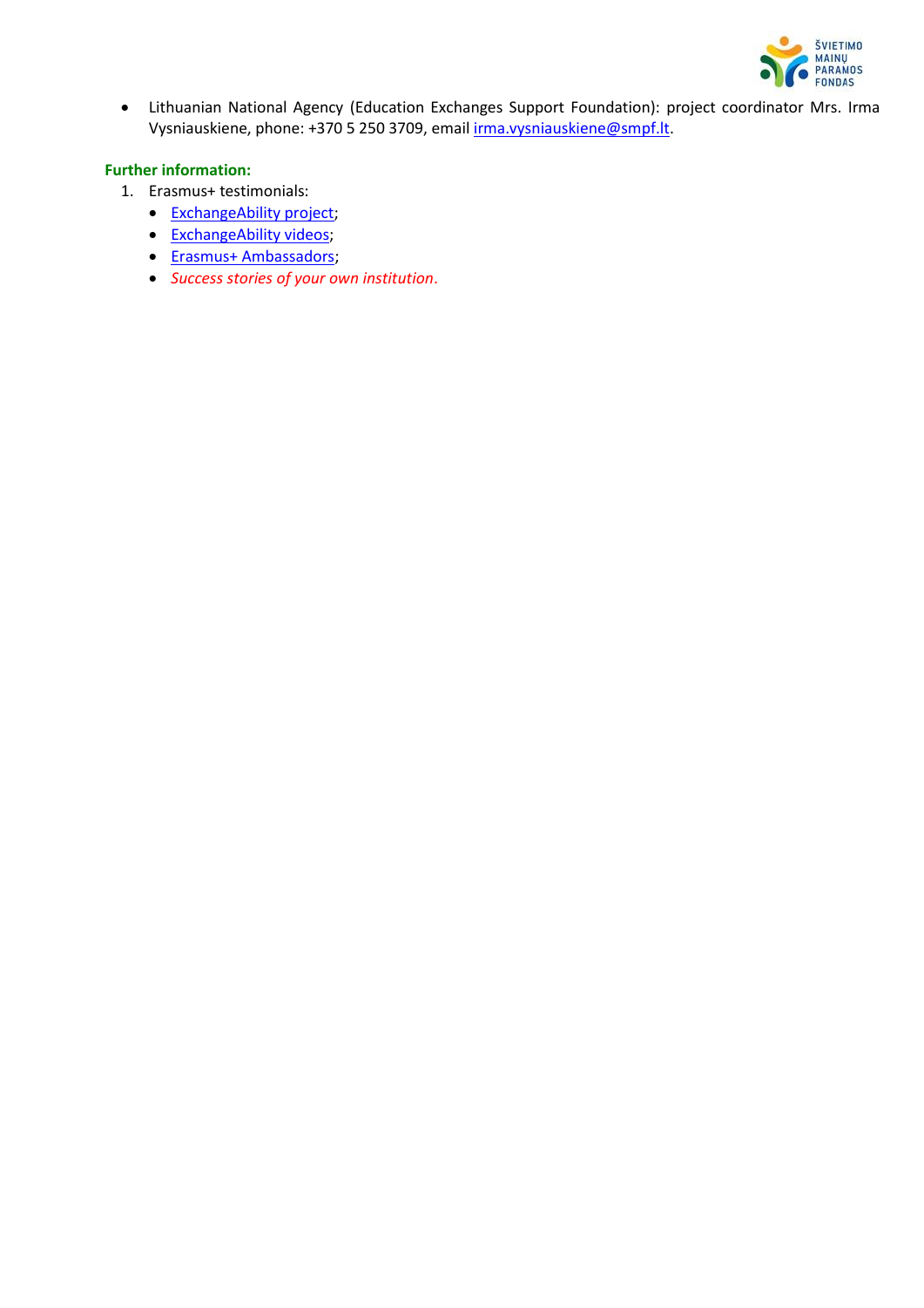- Lithuanian National Agency (Education Exchanges Support Foundation): project coordinator Mrs. Irma Vysniauskiene, phone: +370 5 250 3709, email irma.vysniauskiene@smpf.lt.

**Further information:**

1. Erasmus+ testimonials:
    - ExchangeAbility project;
    - ExchangeAbility videos;
    - Erasmus+ Ambassadors;
    - *Success stories of your own institution*.